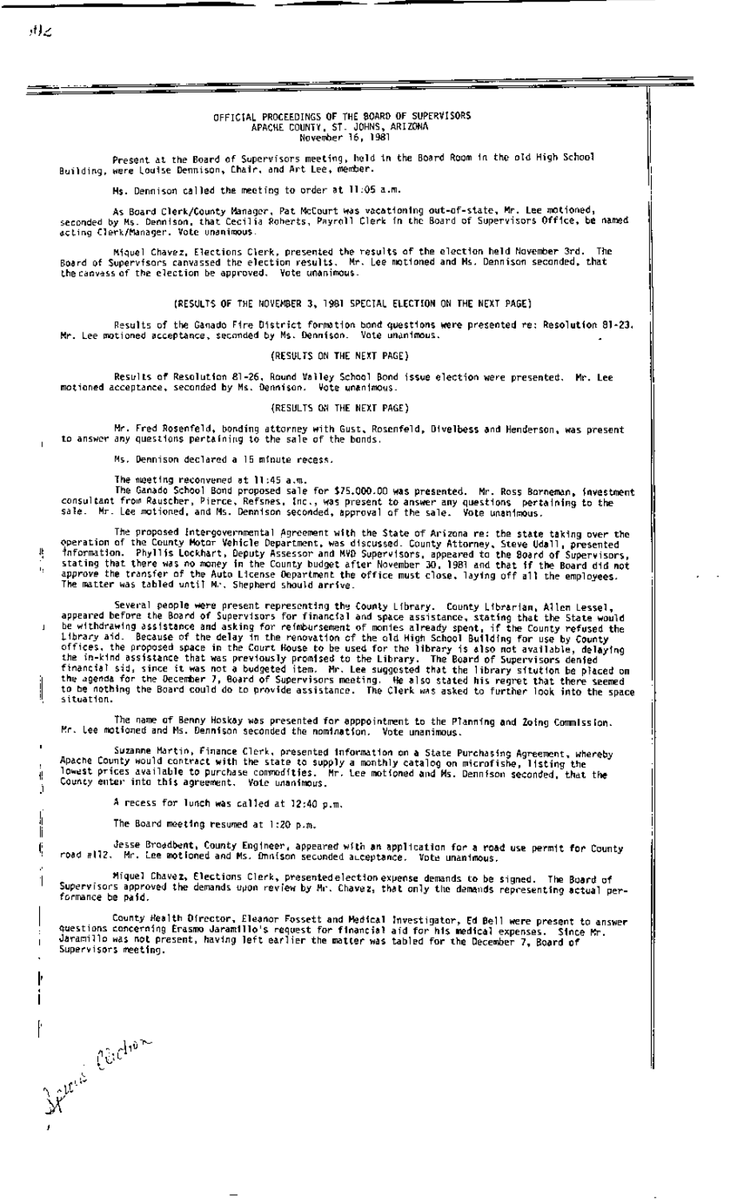OFFICIAL PROCEEDINGS OF THE BOARD OF SUPERVISORS
APACHE COUNTY, ST. JOHNS, ARIZONA
November 16, 1981

Present at the Board of Supervisors meeting, held in the Board Room in the old High School Building, were Louise Dennison, Chair, and Art Lee, member.

Ms. Dennison called the meeting to order at 11:05 a.m.

As Board Clerk/County Manager, Pat McCourt was vacationing out-of-state, Mr. Lee motioned, seconded by Ms. Dennison, that Cecilia Roberts, Payroll Clerk in the Board of Supervisors Office, be named acting Clerk/Manager. Vote unanimous.

Miquel Chavez, Elections Clerk, presented the results of the election held November 3rd. The Board of Supervisors canvassed the election results. Mr. Lee motioned and Ms. Dennison seconded, that the canvass of the election be approved. Vote unanimous.

(RESULTS OF THE NOVEMBER 3, 1981 SPECIAL ELECTION ON THE NEXT PAGE)

Results of the Ganado Fire District formation bond questions were presented re: Resolution 81-23. Mr. Lee motioned acceptance, seconded by Ms. Dennison. Vote unanimous.

(RESULTS ON THE NEXT PAGE)

Results of Resolution 81-26, Round Valley School Bond issue election were presented. Mr. Lee motioned acceptance, seconded by Ms. Dennison. Vote unanimous.

(RESULTS ON THE NEXT PAGE)

Mr. Fred Rosenfeld, bonding attorney with Gust, Rosenfeld, Divelbess and Henderson, was present to answer any questions pertaining to the sale of the bonds.

Ms. Dennison declared a 15 minute recess.

The meeting reconvened at 11:45 a.m.
The Ganado School Bond proposed sale for $75,000.00 was presented. Mr. Ross Borneman, investment consultant from Rauscher, Pierce, Refsnes, Inc., was present to answer any questions pertaining to the sale. Mr. Lee motioned, and Ms. Dennison seconded, approval of the sale. Vote unanimous.

The proposed Intergovernmental Agreement with the State of Arizona re: the state taking over the operation of the County Motor Vehicle Department, was discussed. County Attorney, Steve Udall, presented information. Phyllis Lockhart, Deputy Assessor and MVD Supervisors, appeared to the Board of Supervisors, stating that there was no money in the County budget after November 30, 1981 and that if the Board did not approve the transfer of the Auto License Department the office must close, laying off all the employees. The matter was tabled until Mr. Shepherd should arrive.

Several people were present representing the County Library. County Librarian, Allen Lessel, appeared before the Board of Supervisors for financial and space assistance, stating that the State would be withdrawing assistance and asking for reimbursement of monies already spent, if the County refused the Library aid. Because of the delay in the renovation of the old High School Building for use by County offices, the proposed space in the Court House to be used for the library is also not available, delaying the in-kind assistance that was previously promised to the Library. The Board of Supervisors denied financial aid, since it was not a budgeted item. Mr. Lee suggested that the library situation be placed on the agenda for the December 7, Board of Supervisors meeting. He also stated his regret that there seemed to be nothing the Board could do to provide assistance. The Clerk was asked to further look into the space situation.

The name of Benny Hoskay was presented for apppointment to the Planning and Zoing Commission. Mr. Lee motioned and Ms. Dennison seconded the nomination. Vote unanimous.

Suzanne Martin, Finance Clerk, presented information on a State Purchasing Agreement, whereby Apache County would contract with the state to supply a monthly catalog on microfishe, listing the lowest prices available to purchase commodities. Mr. Lee motioned and Ms. Dennison seconded, that the County enter into this agreement. Vote unanimous.

A recess for lunch was called at 12:40 p.m.

The Board meeting resumed at 1:20 p.m.

Jesse Broadbent, County Engineer, appeared with an application for a road use permit for County road #112. Mr. Lee motioned and Ms. Dnnison seconded acceptance. Vote unanimous.

Miquel Chavez, Elections Clerk, presented election expense demands to be signed. The Board of Supervisors approved the demands upon review by Mr. Chavez, that only the demands representing actual performance be paid.

County Health Director, Eleanor Fossett and Medical Investigator, Ed Bell were present to answer questions concerning Erasmo Jaramillo's request for financial aid for his medical expenses. Since Mr. Jaramillo was not present, having left earlier the matter was tabled for the December 7, Board of Supervisors meeting.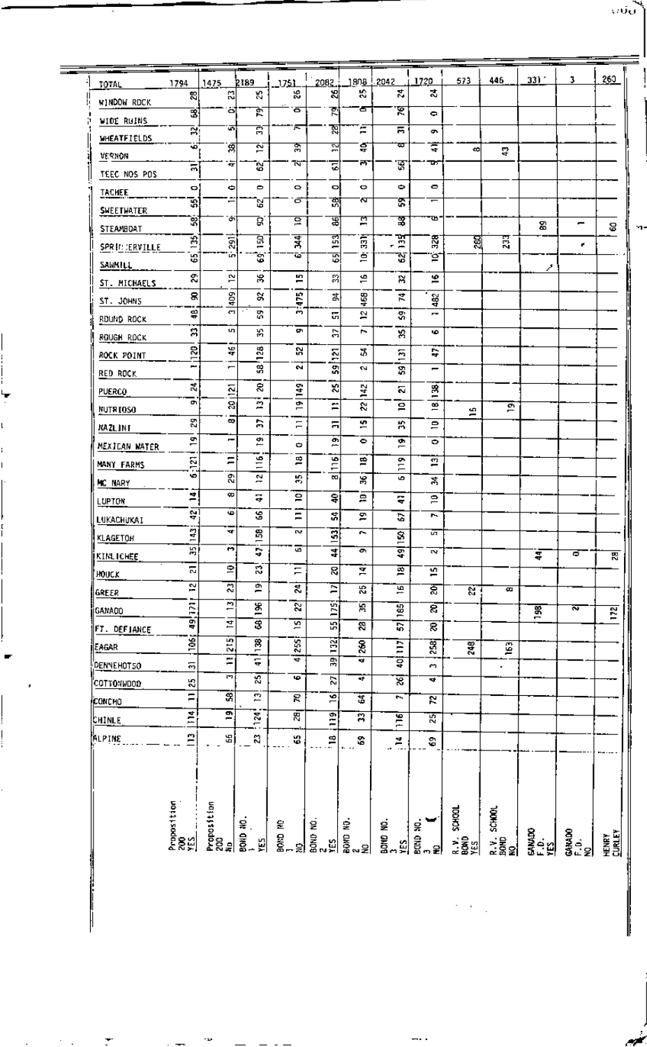| | Proposition 200 Yes | Proposition 200 No | Bond No. 1 Yes | Bond No 1 No | Bond No. 2 Yes | Bond No. 2 No | Bond No. 3 Yes | Bond No. 3 No | R.V. School Bond Yes | R.V. School Bond No | Ganado F.D. Yes | Ganado F.D. No | Henry Curley |
|---|---|---|---|---|---|---|---|---|---|---|---|---|---|
| TOTAL | 1794 | 1475 | 2189 | 1751 | 2082 | 1908 | 2042 | 1720 | 573 | 446 | 331 | 3 | 260 |
| WINDOW ROCK | 28 | 23 | 25 | 26 | 26 | 25 | 24 | 24 | | | | | |
| WIDE RUINS | 68 | 0 | 79 | 0 | 79 | 0 | 76 | 0 | | | | | |
| WHEATFIELDS | 32 | 5 | 33 | 7 | 28 | 11 | 31 | 9 | | | | | |
| VERNON | 6 | 38 | 12 | 39 | 12 | 40 | 8 | 41 | 8 | 43 | | | |
| TEEC NOS POS | 31 | 4 | 62 | 2 | 61 | 3 | 56 | 5 | | | | | |
| TACHEE | 0 | 0 | 0 | 0 | 0 | 0 | 0 | 0 | | | | | |
| SWEETWATER | 55 | 1 | 62 | 0 | 58 | 2 | 59 | 1 | | | | | |
| STEAMBOAT | 58 | 9 | 59 | 10 | 56 | 13 | 58 | 6 | | | 89 | 1 | 60 |
| SPRINGERVILLE | 135 | 291 | 150 | 344 | 153 | 331 | 135 | 328 | 280 | 233 | | | |
| SAWMILL | 65 | 5 | 69 | 6 | 65 | 10 | 62 | 10 | | | | | |
| ST. MICHAELS | 29 | 12 | 36 | 15 | 33 | 16 | 32 | 16 | | | | | |
| ST. JOHNS | 90 | 409 | 92 | 475 | 94 | 468 | 74 | 482 | | | | | |
| ROUND ROCK | 48 | 3 | 59 | 3 | 51 | 12 | 59 | 1 | | | | | |
| ROUGH ROCK | 33 | 5 | 35 | 9 | 37 | 7 | 35 | 6 | | | | | |
| ROCK POINT | 120 | 46 | 128 | 52 | 121 | 54 | 131 | 47 | | | | | |
| RED ROCK | 1 | 1 | 58 | 2 | 59 | 2 | 59 | 1 | | | | | |
| PUERCO | 24 | 121 | 20 | 149 | 25 | 142 | 21 | 138 | | | | | |
| NUTRIOSO | 9 | 20 | 13 | 19 | 11 | 22 | 10 | 18 | 15 | 19 | | | |
| NAZLINI | 29 | 8 | 37 | 11 | 31 | 15 | 35 | 10 | | | | | |
| MEXICAN WATER | 19 | 1 | 19 | 0 | 19 | 0 | 19 | 0 | | | | | |
| MANY FARMS | 121 | 11 | 116 | 18 | 116 | 18 | 119 | 13 | | | | | |
| MC NARY | 6 | 29 | 12 | 35 | 8 | 36 | 6 | 34 | | | | | |
| LUPTON | 14 | 8 | 41 | 10 | 40 | 10 | 41 | 10 | | | | | |
| LUKACHUKAI | 42 | 6 | 66 | 11 | 54 | 19 | 67 | 7 | | | | | |
| KLAGETOH | 143 | 4 | 158 | 2 | 153 | 7 | 150 | 5 | | | | | |
| KINLICHEE | 35 | 3 | 47 | 6 | 44 | 9 | 49 | 2 | | | 44 | 0 | 28 |
| HOUCK | 21 | 10 | 23 | 11 | 20 | 14 | 18 | 15 | | | | | |
| GREER | 12 | 23 | 19 | 24 | 17 | 25 | 16 | 20 | 22 | 8 | | | |
| GANADO | 171 | 13 | 196 | 22 | 175 | 35 | 185 | 20 | | | 198 | 2 | 172 |
| FT. DEFIANCE | 49 | 14 | 68 | 15 | 55 | 28 | 57 | 20 | | | | | |
| EAGAR | 106 | 215 | 138 | 255 | 132 | 260 | 117 | 258 | 248 | 163 | | | |
| DENNEHOTSO | 31 | 11 | 41 | 4 | 39 | 4 | 40 | 3 | | | | | |
| COTTONWOOD | 25 | 3 | 25 | 6 | 27 | 4 | 26 | 4 | | | | | |
| CONCHO | 11 | 58 | 13 | 70 | 16 | 64 | 7 | 72 | | | | | |
| CHINLE | 114 | 19 | 124 | 28 | 119 | 33 | 116 | 25 | | | | | |
| ALPINE | 13 | 65 | 23 | 65 | 18 | 69 | 14 | 69 | | | | | |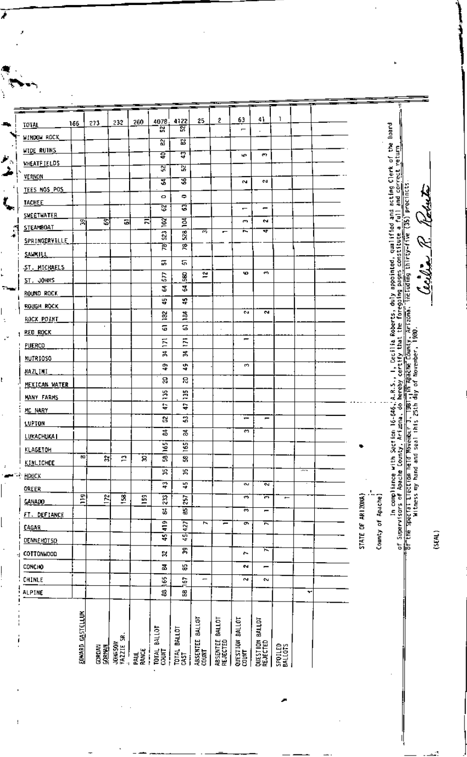| | EDWARD CASTELLUM | GORDON GORMAN | JOHNSON YAZZIE SR. | PAUL RANCE | TOTAL BALLOT COUNT | TOTAL BALLOT CAST | ABSENTEE BALLOT COUNT | ABSENTEE BALLOT REJECTED | QUESTION BALLOT COUNT | QUESTION BALLOT REJECTED | SPOILED BALLOTS | |
|---|---|---|---|---|---|---|---|---|---|---|---|---|
| TOTAL | 166 | 273 | 232 | 260 | 4078 | 4122 | 25 | 2 | 63 | 41 | 1 | |
| WINDOW ROCK | | | | | 52 | 52 | | | 1 | . | | |
| WIDE RUINS | | | | | 82 | 82 | | | | | | |
| WHEATFIELDS | | | | | 40 | 43 | | | 5 | 3 | | |
| VERNON | | | | | 52 | 52 | | | | | | |
| TEES NOS POS | | | | | 64 | 66 | | | 2 | 2 | | |
| TACHEE | | | | | 0 | 0 | | | | | | |
| SWEETWATER | | | | | 62 | 63 | | | 1 | 1 | | |
| STEAMBOAT | 39 | 69 | 61 | 71 | 102 | 104 | | | 3 | 2 | | |
| SPRINGERVILLE | | | | | 523 | 528 | 3 | 1 | 7 | 4 | | |
| SAWMILL | | | | | 78 | 78 | | | | | | |
| ST. MICHAELS | | | | | 51 | 51 | | | | | | |
| ST. JOHNS | | | | | 577 | 580 | 12 | | 6 | 3 | | |
| ROUND ROCK | | | | | 64 | 64 | | | | | | |
| ROUGH ROCK | | | | | 45 | 45 | | | | | | |
| ROCK POINT | | | | | 182 | 184 | | | 2 | 2 | | |
| RED ROCK | | | | | 61 | 61 | | | | | | |
| PUERCO | | | | | 171 | 171 | | | 1 | | | |
| NUTRIOSO | | | | | 34 | 34 | | | | | | |
| NAZLINI | | | | | 49 | 49 | | | 3 | | | |
| MEXICAN WATER | | | | | 20 | 20 | | | | | | |
| MANY FARMS | | | | | 135 | 135 | | | | | | |
| MC NARY | | | | | 47 | 47 | | | | | | |
| LUPTON | | | | | 52 | 53 | | | 1 | 1 | | |
| LUKACHUKAI | | | | | 84 | 84 | | | 3 | | | |
| KLAGETOH | | | | | 165 | 165 | | | | | | |
| KINLICHEE | 8 | 32 | 13 | 30 | 58 | 58 | | | | | | |
| HOUCK | | | | | 35 | 35 | | | | | | |
| GREER | | | | | 43 | 45 | | | 2 | 2 | | |
| GANADO | 119 | 172 | 158 | 159 | 233 | 257 | | | 3 | 3 | 1 | |
| FT. DEFIANCE | | | | | 84 | 85 | | | 3 | 1 | | |
| EAGAR | | | | | 419 | 427 | 7 | 1 | 9 | 7 | | |
| DENNEHOTSO | | | | | 45 | 45 | | | | | | |
| COTTONWOOD | | | | | 32 | 39 | | | 7 | 7 | | |
| CONCHO | | | | | 84 | 85 | | | 2 | 1 | | |
| CHINLE | | | | | 165 | 167 | 1 | | 2 | 2 | | |
| ALPINE | | | | | 88 | 88 | | | | | | 1 |

STATE OF ARIZONA)

County of Apache)

In compliance with Section 16-646, A.R.S., I, Cecilia Roberts, duly appointed, qualified and acting Clerk of the Board of Supervisors of Apache County, Arizona, do hereby certify that the foregoing pages constitute a full and correct return of the Special Election held November 3, 1981, in Apache County, Arizona, including thirty-five (35) precincts.

Witness my hand and seal this 25th day of November, 1980.

Cecilia R. Roberts

(SEAL)